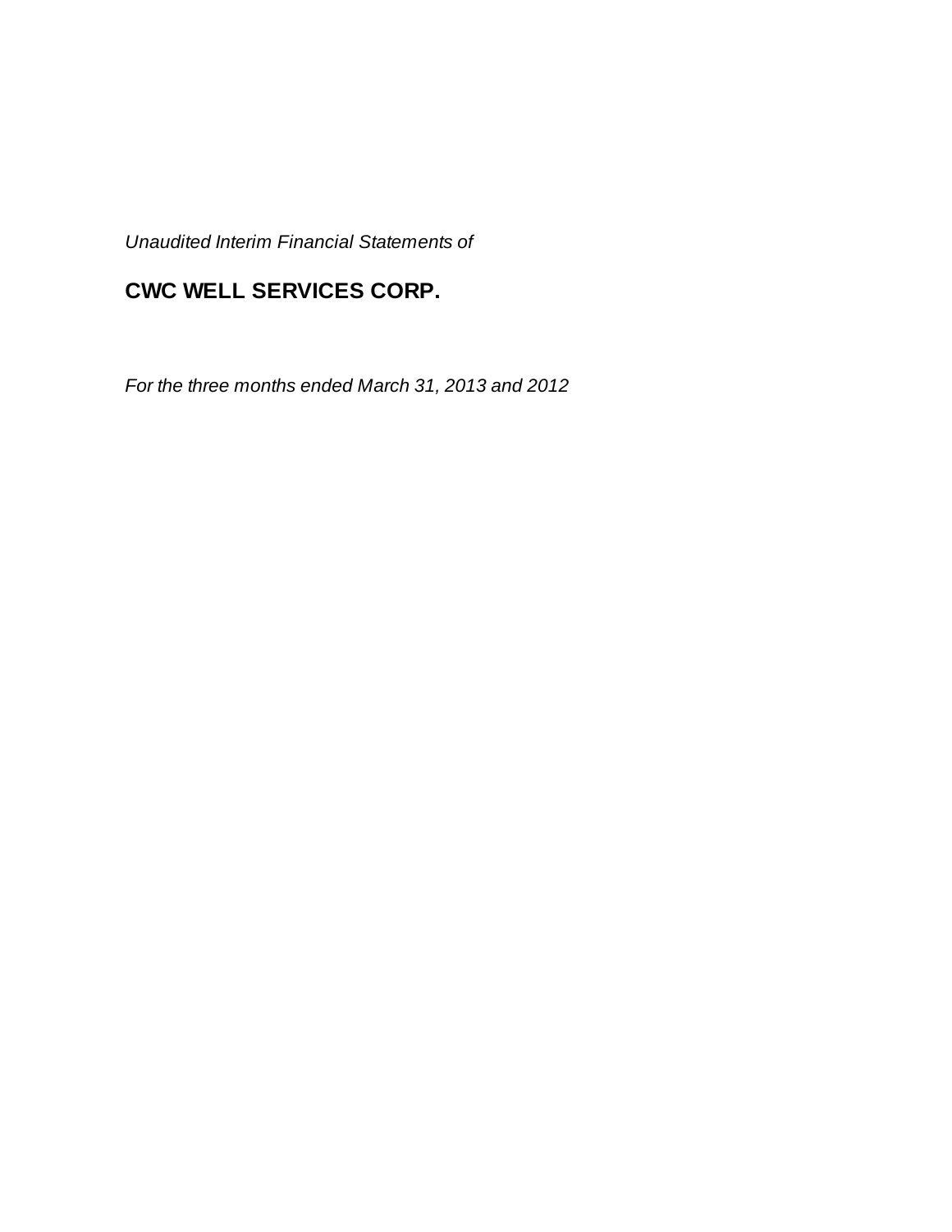*Unaudited Interim Financial Statements of*

# CWC WELL SERVICES CORP.

*For the three months ended March 31, 2013 and 2012*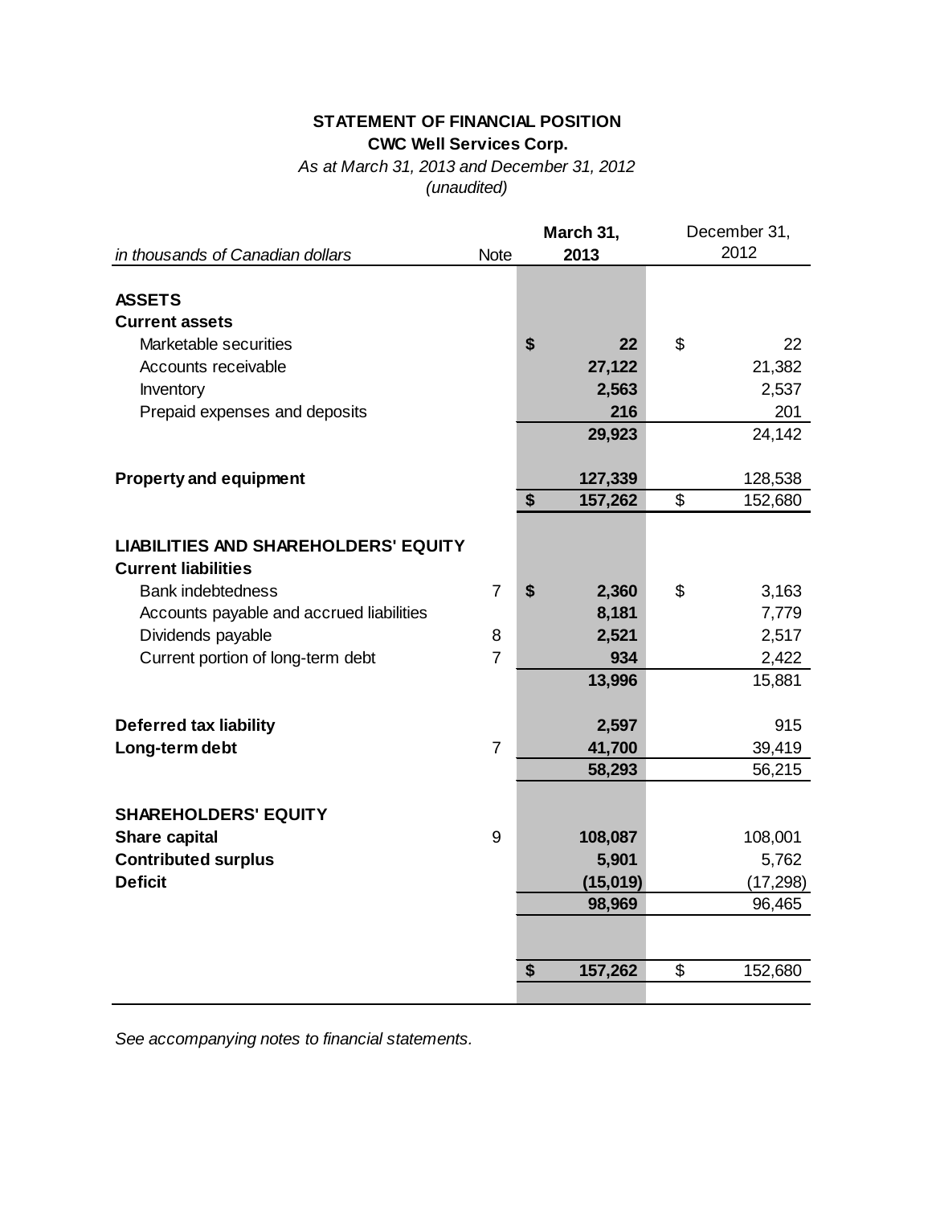**STATEMENT OF FINANCIAL POSITION**

**CWC Well Services Corp.**

*As at March 31, 2013 and December 31, 2012*

*(unaudited)*

| *in thousands of Canadian dollars* | Note | **March 31, 2013** | December 31, 2012 |
|---|---|---|---|
| **ASSETS** | | | |
| **Current assets** | | | |
| Marketable securities | | **$ 22** | $ 22 |
| Accounts receivable | | **27,122** | 21,382 |
| Inventory | | **2,563** | 2,537 |
| Prepaid expenses and deposits | | **216** | 201 |
| | | **29,923** | 24,142 |
| **Property and equipment** | | **127,339** | 128,538 |
| | | **$ 157,262** | $ 152,680 |
| **LIABILITIES AND SHAREHOLDERS' EQUITY** | | | |
| **Current liabilities** | | | |
| Bank indebtedness | 7 | **$ 2,360** | $ 3,163 |
| Accounts payable and accrued liabilities | | **8,181** | 7,779 |
| Dividends payable | 8 | **2,521** | 2,517 |
| Current portion of long-term debt | 7 | **934** | 2,422 |
| | | **13,996** | 15,881 |
| **Deferred tax liability** | | **2,597** | 915 |
| **Long-term debt** | 7 | **41,700** | 39,419 |
| | | **58,293** | 56,215 |
| **SHAREHOLDERS' EQUITY** | | | |
| **Share capital** | 9 | **108,087** | 108,001 |
| **Contributed surplus** | | **5,901** | 5,762 |
| **Deficit** | | **(15,019)** | (17,298) |
| | | **98,969** | 96,465 |
| | | **$ 157,262** | $ 152,680 |

*See accompanying notes to financial statements.*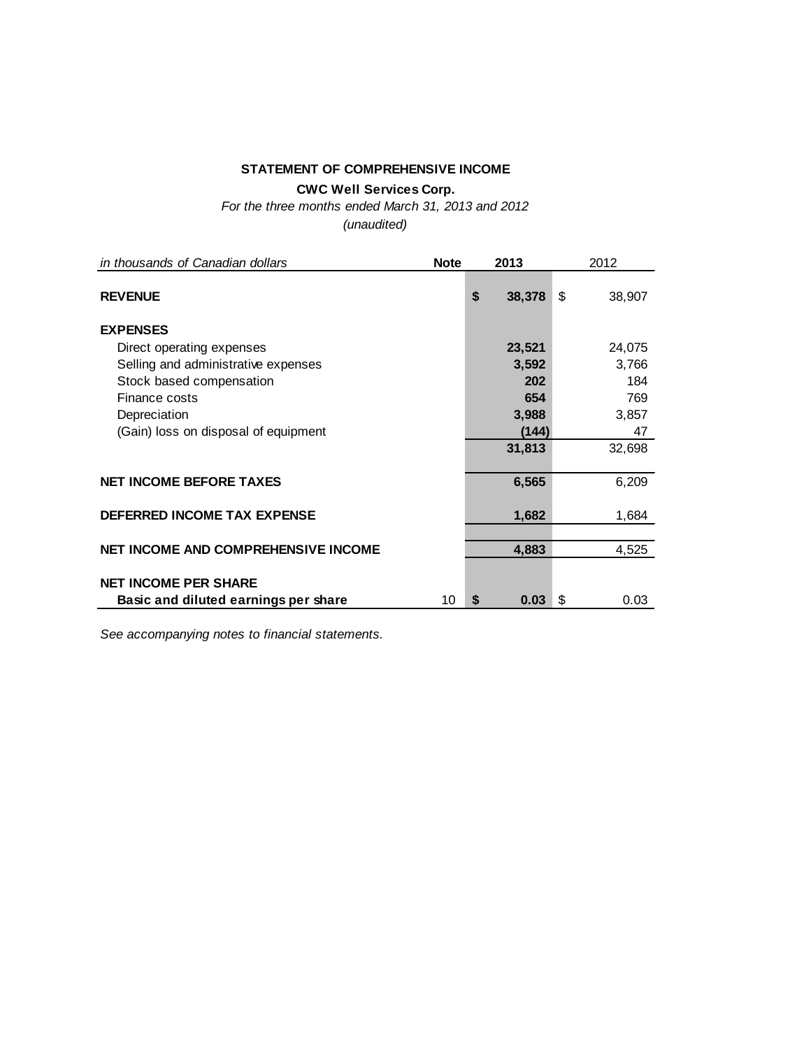**STATEMENT OF COMPREHENSIVE INCOME**

**CWC Well Services Corp.**

*For the three months ended March 31, 2013 and 2012*

*(unaudited)*

| *in thousands of Canadian dollars* | **Note** | **2013** | 2012 |
|---|---|---|---|
| **REVENUE** | | **$ 38,378** | $ 38,907 |
| **EXPENSES** | | | |
| Direct operating expenses | | **23,521** | 24,075 |
| Selling and administrative expenses | | **3,592** | 3,766 |
| Stock based compensation | | **202** | 184 |
| Finance costs | | **654** | 769 |
| Depreciation | | **3,988** | 3,857 |
| (Gain) loss on disposal of equipment | | **(144)** | 47 |
| | | **31,813** | 32,698 |
| **NET INCOME BEFORE TAXES** | | **6,565** | 6,209 |
| **DEFERRED INCOME TAX EXPENSE** | | **1,682** | 1,684 |
| **NET INCOME AND COMPREHENSIVE INCOME** | | **4,883** | 4,525 |
| **NET INCOME PER SHARE** | | | |
| **Basic and diluted earnings per share** | 10 | **$ 0.03** | $ 0.03 |

*See accompanying notes to financial statements.*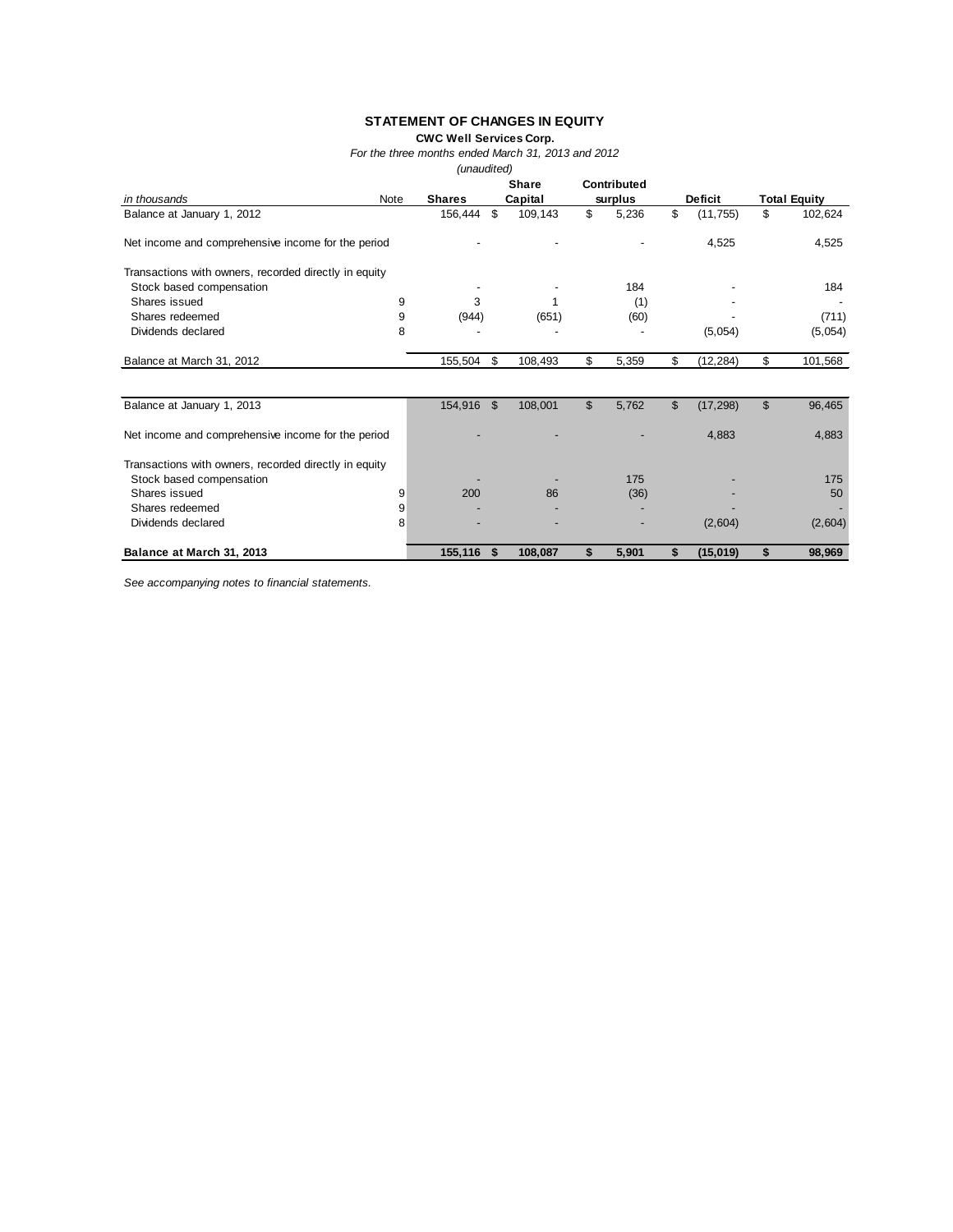## STATEMENT OF CHANGES IN EQUITY

**CWC Well Services Corp.**

*For the three months ended March 31, 2013 and 2012*

*(unaudited)*

| *in thousands* | Note | Shares | Share Capital | Contributed surplus | Deficit | Total Equity |
|---|---|---|---|---|---|---|
| Balance at January 1, 2012 | | 156,444 | $ 109,143 | $ 5,236 | $ (11,755) | $ 102,624 |
| Net income and comprehensive income for the period | | - | - | - | 4,525 | 4,525 |
| Transactions with owners, recorded directly in equity | | | | | | |
| Stock based compensation | | - | - | 184 | - | 184 |
| Shares issued | 9 | 3 | 1 | (1) | - | - |
| Shares redeemed | 9 | (944) | (651) | (60) | - | (711) |
| Dividends declared | 8 | - | - | - | (5,054) | (5,054) |
| Balance at March 31, 2012 | | 155,504 | $ 108,493 | $ 5,359 | $ (12,284) | $ 101,568 |
| | | | | | | |
| Balance at January 1, 2013 | | 154,916 | $ 108,001 | $ 5,762 | $ (17,298) | $ 96,465 |
| Net income and comprehensive income for the period | | - | - | - | 4,883 | 4,883 |
| Transactions with owners, recorded directly in equity | | | | | | |
| Stock based compensation | | - | - | 175 | - | 175 |
| Shares issued | 9 | 200 | 86 | (36) | - | 50 |
| Shares redeemed | 9 | - | - | - | - | - |
| Dividends declared | 8 | - | - | - | (2,604) | (2,604) |
| **Balance at March 31, 2013** | | **155,116** | **$ 108,087** | **$ 5,901** | **$ (15,019)** | **$ 98,969** |

*See accompanying notes to financial statements.*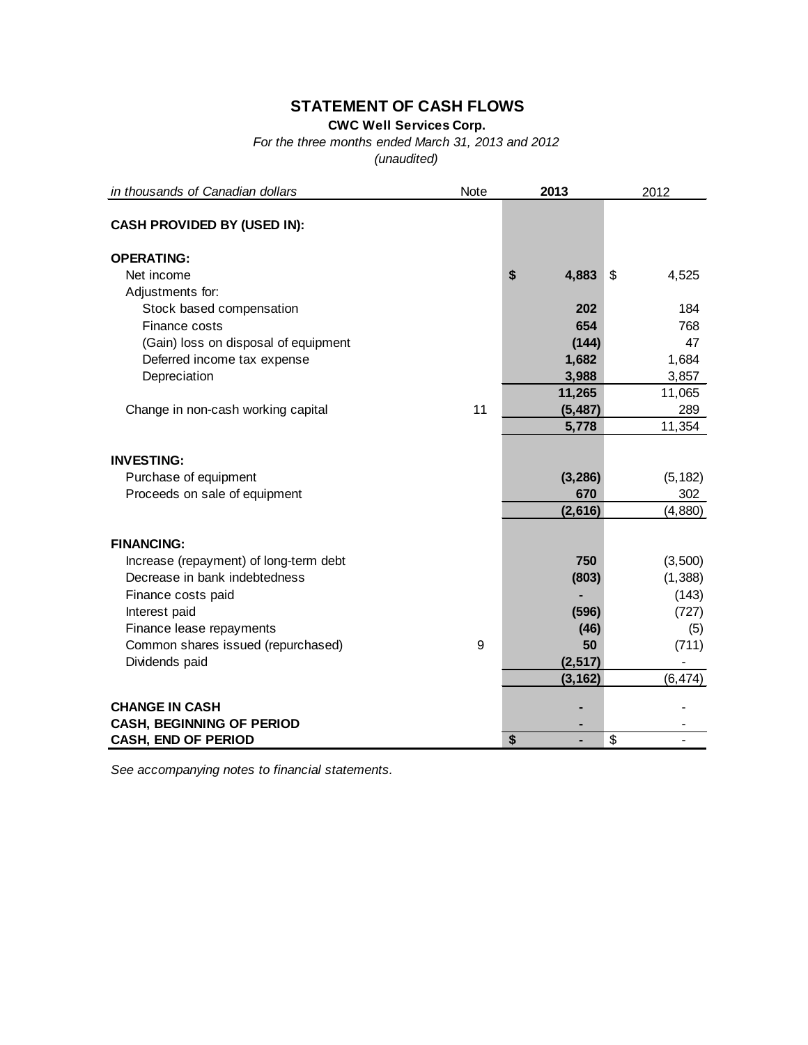# STATEMENT OF CASH FLOWS

**CWC Well Services Corp.**

*For the three months ended March 31, 2013 and 2012*

*(unaudited)*

| *in thousands of Canadian dollars* | Note | 2013 | 2012 |
|---|---|---|---|
| **CASH PROVIDED BY (USED IN):** | | | |
| **OPERATING:** | | | |
| Net income | | **$ 4,883** | $ 4,525 |
| Adjustments for: | | | |
| Stock based compensation | | **202** | 184 |
| Finance costs | | **654** | 768 |
| (Gain) loss on disposal of equipment | | **(144)** | 47 |
| Deferred income tax expense | | **1,682** | 1,684 |
| Depreciation | | **3,988** | 3,857 |
| | | **11,265** | 11,065 |
| Change in non-cash working capital | 11 | **(5,487)** | 289 |
| | | **5,778** | 11,354 |
| **INVESTING:** | | | |
| Purchase of equipment | | **(3,286)** | (5,182) |
| Proceeds on sale of equipment | | **670** | 302 |
| | | **(2,616)** | (4,880) |
| **FINANCING:** | | | |
| Increase (repayment) of long-term debt | | **750** | (3,500) |
| Decrease in bank indebtedness | | **(803)** | (1,388) |
| Finance costs paid | | **-** | (143) |
| Interest paid | | **(596)** | (727) |
| Finance lease repayments | | **(46)** | (5) |
| Common shares issued (repurchased) | 9 | **50** | (711) |
| Dividends paid | | **(2,517)** | - |
| | | **(3,162)** | (6,474) |
| **CHANGE IN CASH** | | **-** | - |
| **CASH, BEGINNING OF PERIOD** | | **-** | - |
| **CASH, END OF PERIOD** | | **$ -** | $ - |

*See accompanying notes to financial statements.*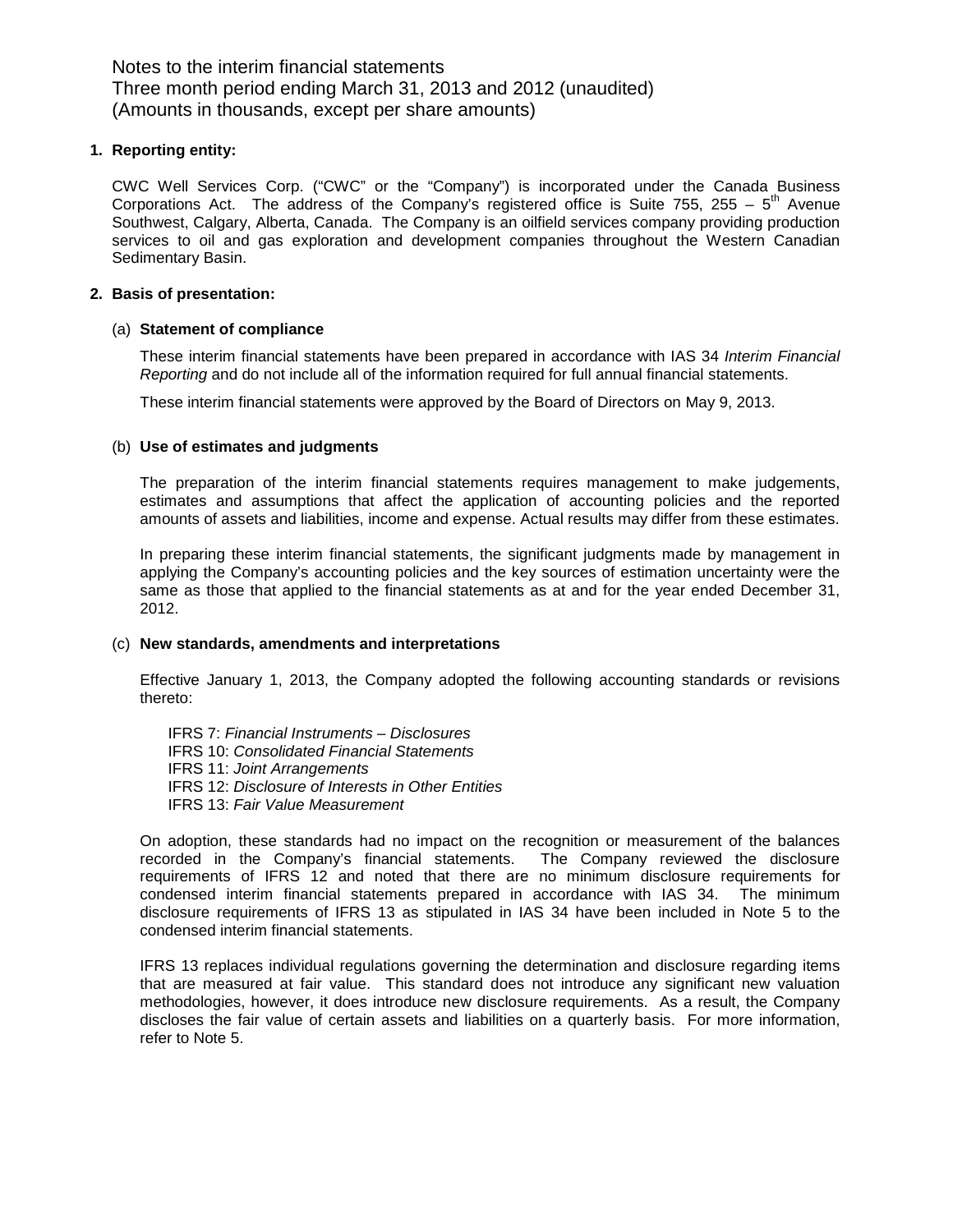Notes to the interim financial statements
Three month period ending March 31, 2013 and 2012 (unaudited)
(Amounts in thousands, except per share amounts)

**1. Reporting entity:**

CWC Well Services Corp. ("CWC" or the "Company") is incorporated under the Canada Business Corporations Act. The address of the Company's registered office is Suite 755, 255 – 5th Avenue Southwest, Calgary, Alberta, Canada. The Company is an oilfield services company providing production services to oil and gas exploration and development companies throughout the Western Canadian Sedimentary Basin.

**2. Basis of presentation:**

(a) **Statement of compliance**

These interim financial statements have been prepared in accordance with IAS 34 *Interim Financial Reporting* and do not include all of the information required for full annual financial statements.

These interim financial statements were approved by the Board of Directors on May 9, 2013.

(b) **Use of estimates and judgments**

The preparation of the interim financial statements requires management to make judgements, estimates and assumptions that affect the application of accounting policies and the reported amounts of assets and liabilities, income and expense. Actual results may differ from these estimates.

In preparing these interim financial statements, the significant judgments made by management in applying the Company's accounting policies and the key sources of estimation uncertainty were the same as those that applied to the financial statements as at and for the year ended December 31, 2012.

(c) **New standards, amendments and interpretations**

Effective January 1, 2013, the Company adopted the following accounting standards or revisions thereto:

IFRS 7: *Financial Instruments – Disclosures*
IFRS 10: *Consolidated Financial Statements*
IFRS 11: *Joint Arrangements*
IFRS 12: *Disclosure of Interests in Other Entities*
IFRS 13: *Fair Value Measurement*

On adoption, these standards had no impact on the recognition or measurement of the balances recorded in the Company's financial statements. The Company reviewed the disclosure requirements of IFRS 12 and noted that there are no minimum disclosure requirements for condensed interim financial statements prepared in accordance with IAS 34. The minimum disclosure requirements of IFRS 13 as stipulated in IAS 34 have been included in Note 5 to the condensed interim financial statements.

IFRS 13 replaces individual regulations governing the determination and disclosure regarding items that are measured at fair value. This standard does not introduce any significant new valuation methodologies, however, it does introduce new disclosure requirements. As a result, the Company discloses the fair value of certain assets and liabilities on a quarterly basis. For more information, refer to Note 5.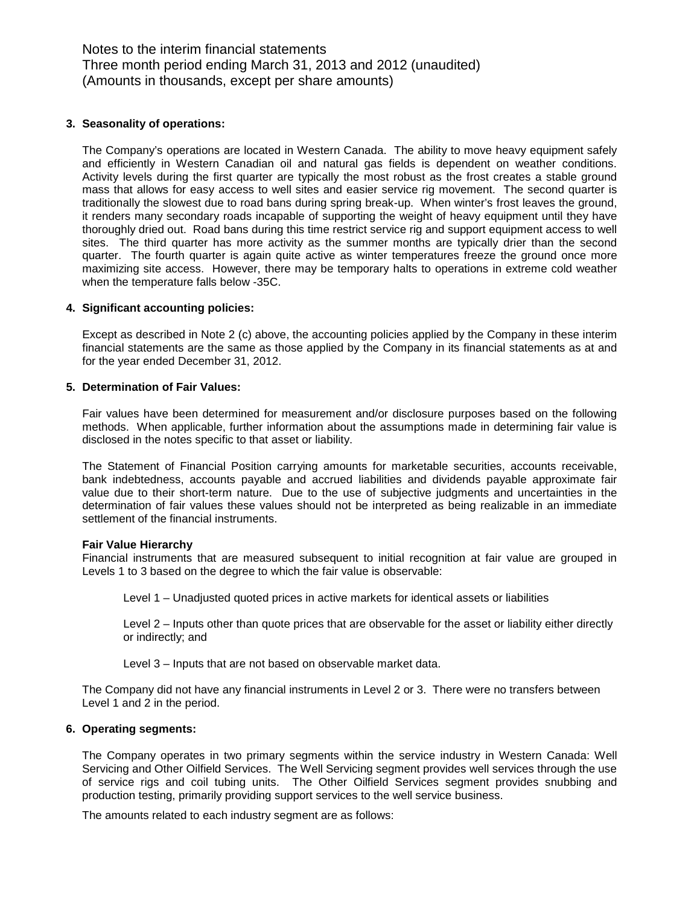Notes to the interim financial statements
Three month period ending March 31, 2013 and 2012 (unaudited)
(Amounts in thousands, except per share amounts)

**3. Seasonality of operations:**

The Company's operations are located in Western Canada. The ability to move heavy equipment safely and efficiently in Western Canadian oil and natural gas fields is dependent on weather conditions. Activity levels during the first quarter are typically the most robust as the frost creates a stable ground mass that allows for easy access to well sites and easier service rig movement. The second quarter is traditionally the slowest due to road bans during spring break-up. When winter's frost leaves the ground, it renders many secondary roads incapable of supporting the weight of heavy equipment until they have thoroughly dried out. Road bans during this time restrict service rig and support equipment access to well sites. The third quarter has more activity as the summer months are typically drier than the second quarter. The fourth quarter is again quite active as winter temperatures freeze the ground once more maximizing site access. However, there may be temporary halts to operations in extreme cold weather when the temperature falls below -35C.

**4. Significant accounting policies:**

Except as described in Note 2 (c) above, the accounting policies applied by the Company in these interim financial statements are the same as those applied by the Company in its financial statements as at and for the year ended December 31, 2012.

**5. Determination of Fair Values:**

Fair values have been determined for measurement and/or disclosure purposes based on the following methods. When applicable, further information about the assumptions made in determining fair value is disclosed in the notes specific to that asset or liability.

The Statement of Financial Position carrying amounts for marketable securities, accounts receivable, bank indebtedness, accounts payable and accrued liabilities and dividends payable approximate fair value due to their short-term nature. Due to the use of subjective judgments and uncertainties in the determination of fair values these values should not be interpreted as being realizable in an immediate settlement of the financial instruments.

**Fair Value Hierarchy**

Financial instruments that are measured subsequent to initial recognition at fair value are grouped in Levels 1 to 3 based on the degree to which the fair value is observable:

Level 1 – Unadjusted quoted prices in active markets for identical assets or liabilities

Level 2 – Inputs other than quote prices that are observable for the asset or liability either directly or indirectly; and

Level 3 – Inputs that are not based on observable market data.

The Company did not have any financial instruments in Level 2 or 3. There were no transfers between Level 1 and 2 in the period.

**6. Operating segments:**

The Company operates in two primary segments within the service industry in Western Canada: Well Servicing and Other Oilfield Services. The Well Servicing segment provides well services through the use of service rigs and coil tubing units. The Other Oilfield Services segment provides snubbing and production testing, primarily providing support services to the well service business.

The amounts related to each industry segment are as follows: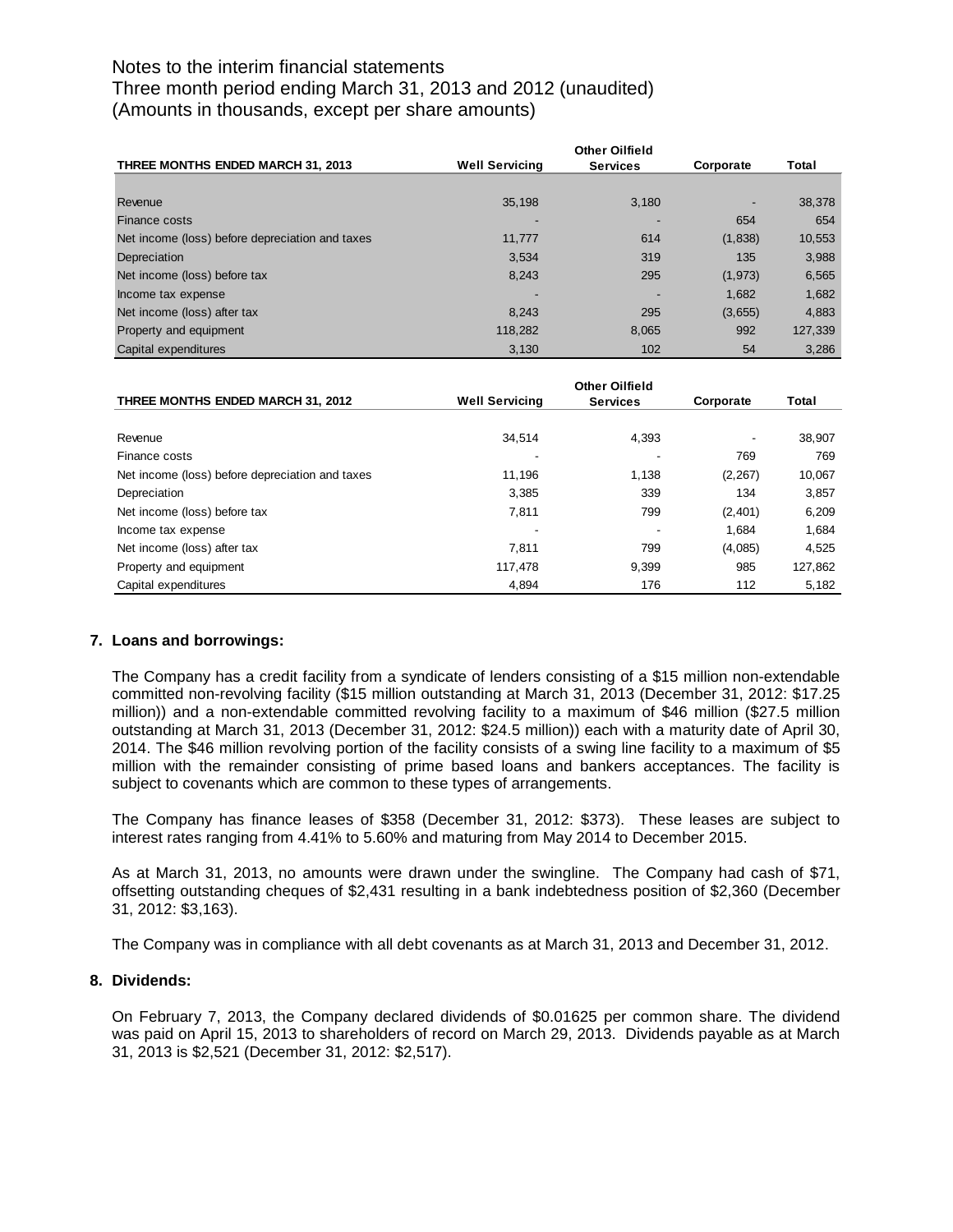Notes to the interim financial statements
Three month period ending March 31, 2013 and 2012 (unaudited)
(Amounts in thousands, except per share amounts)

| THREE MONTHS ENDED MARCH 31, 2013 | Well Servicing | Other Oilfield Services | Corporate | Total |
|---|---|---|---|---|
| Revenue | 35,198 | 3,180 | - | 38,378 |
| Finance costs | - | - | 654 | 654 |
| Net income (loss) before depreciation and taxes | 11,777 | 614 | (1,838) | 10,553 |
| Depreciation | 3,534 | 319 | 135 | 3,988 |
| Net income (loss) before tax | 8,243 | 295 | (1,973) | 6,565 |
| Income tax expense | - | - | 1,682 | 1,682 |
| Net income (loss) after tax | 8,243 | 295 | (3,655) | 4,883 |
| Property and equipment | 118,282 | 8,065 | 992 | 127,339 |
| Capital expenditures | 3,130 | 102 | 54 | 3,286 |

| THREE MONTHS ENDED MARCH 31, 2012 | Well Servicing | Other Oilfield Services | Corporate | Total |
|---|---|---|---|---|
| Revenue | 34,514 | 4,393 | - | 38,907 |
| Finance costs | - | - | 769 | 769 |
| Net income (loss) before depreciation and taxes | 11,196 | 1,138 | (2,267) | 10,067 |
| Depreciation | 3,385 | 339 | 134 | 3,857 |
| Net income (loss) before tax | 7,811 | 799 | (2,401) | 6,209 |
| Income tax expense | - | - | 1,684 | 1,684 |
| Net income (loss) after tax | 7,811 | 799 | (4,085) | 4,525 |
| Property and equipment | 117,478 | 9,399 | 985 | 127,862 |
| Capital expenditures | 4,894 | 176 | 112 | 5,182 |

**7. Loans and borrowings:**

The Company has a credit facility from a syndicate of lenders consisting of a $15 million non-extendable committed non-revolving facility ($15 million outstanding at March 31, 2013 (December 31, 2012: $17.25 million)) and a non-extendable committed revolving facility to a maximum of $46 million ($27.5 million outstanding at March 31, 2013 (December 31, 2012: $24.5 million)) each with a maturity date of April 30, 2014. The $46 million revolving portion of the facility consists of a swing line facility to a maximum of $5 million with the remainder consisting of prime based loans and bankers acceptances. The facility is subject to covenants which are common to these types of arrangements.

The Company has finance leases of $358 (December 31, 2012: $373). These leases are subject to interest rates ranging from 4.41% to 5.60% and maturing from May 2014 to December 2015.

As at March 31, 2013, no amounts were drawn under the swingline. The Company had cash of $71, offsetting outstanding cheques of $2,431 resulting in a bank indebtedness position of $2,360 (December 31, 2012: $3,163).

The Company was in compliance with all debt covenants as at March 31, 2013 and December 31, 2012.

**8. Dividends:**

On February 7, 2013, the Company declared dividends of $0.01625 per common share. The dividend was paid on April 15, 2013 to shareholders of record on March 29, 2013. Dividends payable as at March 31, 2013 is $2,521 (December 31, 2012: $2,517).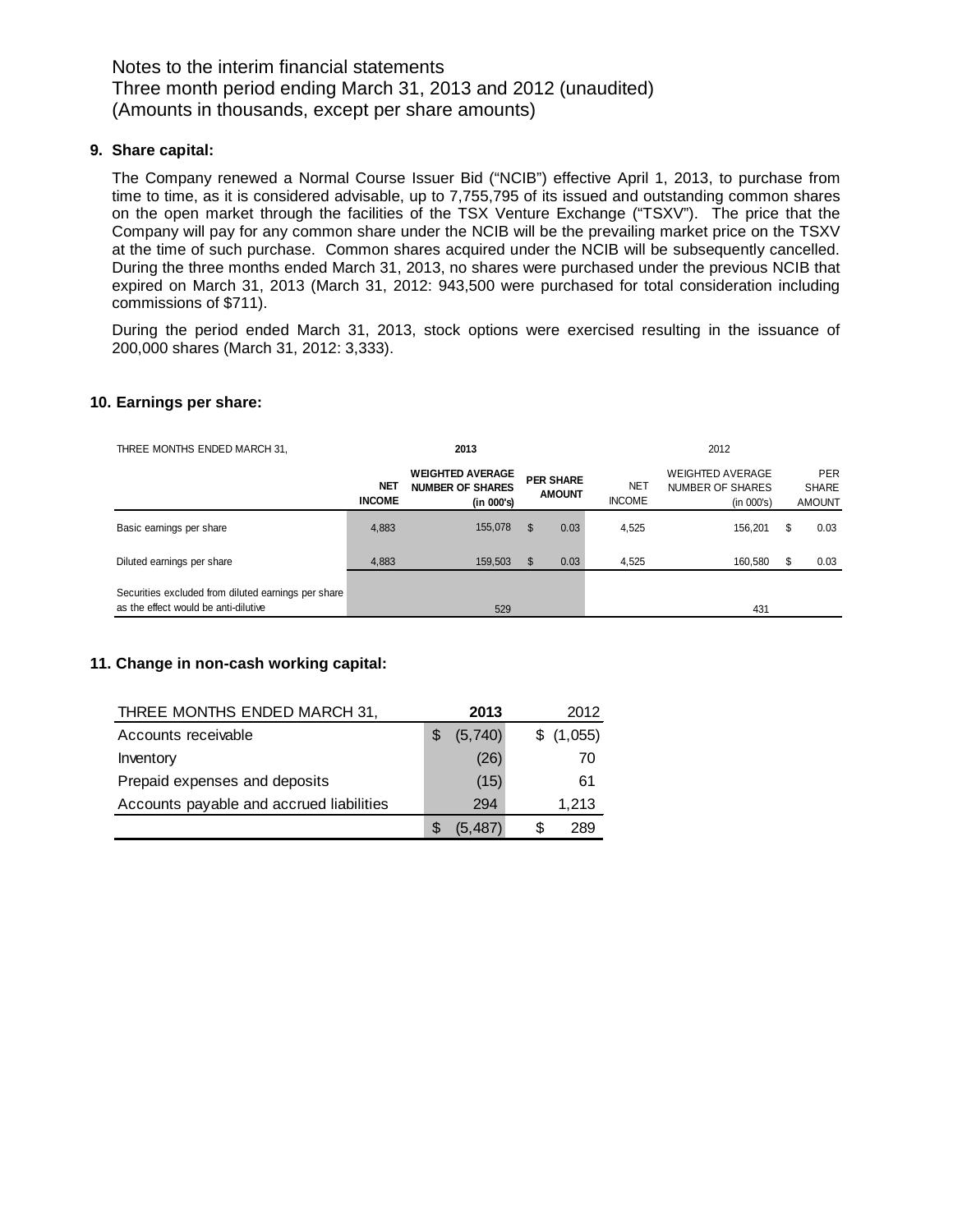Notes to the interim financial statements
Three month period ending March 31, 2013 and 2012 (unaudited)
(Amounts in thousands, except per share amounts)

## 9. Share capital:

The Company renewed a Normal Course Issuer Bid ("NCIB") effective April 1, 2013, to purchase from time to time, as it is considered advisable, up to 7,755,795 of its issued and outstanding common shares on the open market through the facilities of the TSX Venture Exchange ("TSXV"). The price that the Company will pay for any common share under the NCIB will be the prevailing market price on the TSXV at the time of such purchase. Common shares acquired under the NCIB will be subsequently cancelled. During the three months ended March 31, 2013, no shares were purchased under the previous NCIB that expired on March 31, 2013 (March 31, 2012: 943,500 were purchased for total consideration including commissions of $711).

During the period ended March 31, 2013, stock options were exercised resulting in the issuance of 200,000 shares (March 31, 2012: 3,333).

## 10. Earnings per share:

| THREE MONTHS ENDED MARCH 31, | 2013 | | | 2012 | | |
|---|---|---|---|---|---|---|
| | NET INCOME | WEIGHTED AVERAGE NUMBER OF SHARES (in 000's) | PER SHARE AMOUNT | NET INCOME | WEIGHTED AVERAGE NUMBER OF SHARES (in 000's) | PER SHARE AMOUNT |
| Basic earnings per share | 4,883 | 155,078 | $ 0.03 | 4,525 | 156,201 | $ 0.03 |
| Diluted earnings per share | 4,883 | 159,503 | $ 0.03 | 4,525 | 160,580 | $ 0.03 |
| Securities excluded from diluted earnings per share as the effect would be anti-dilutive | | 529 | | | 431 | |

## 11. Change in non-cash working capital:

| THREE MONTHS ENDED MARCH 31, | 2013 | 2012 |
|---|---|---|
| Accounts receivable | $ (5,740) | $ (1,055) |
| Inventory | (26) | 70 |
| Prepaid expenses and deposits | (15) | 61 |
| Accounts payable and accrued liabilities | 294 | 1,213 |
| | $ (5,487) | $ 289 |